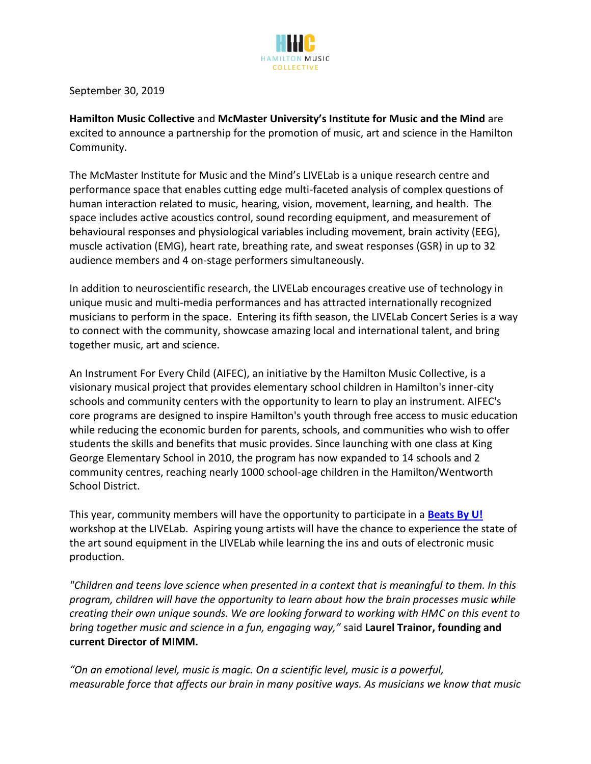HAMILTON MUSIC COLLECTIVE

September 30, 2019

**Hamilton Music Collective** and **McMaster University's Institute for Music and the Mind** are excited to announce a partnership for the promotion of music, art and science in the Hamilton Community.

The McMaster Institute for Music and the Mind's LIVELab is a unique research centre and performance space that enables cutting edge multi-faceted analysis of complex questions of human interaction related to music, hearing, vision, movement, learning, and health. The space includes active acoustics control, sound recording equipment, and measurement of behavioural responses and physiological variables including movement, brain activity (EEG), muscle activation (EMG), heart rate, breathing rate, and sweat responses (GSR) in up to 32 audience members and 4 on-stage performers simultaneously.

In addition to neuroscientific research, the LIVELab encourages creative use of technology in unique music and multi-media performances and has attracted internationally recognized musicians to perform in the space. Entering its fifth season, the LIVELab Concert Series is a way to connect with the community, showcase amazing local and international talent, and bring together music, art and science.

An Instrument For Every Child (AIFEC), an initiative by the Hamilton Music Collective, is a visionary musical project that provides elementary school children in Hamilton's inner-city schools and community centers with the opportunity to learn to play an instrument. AIFEC's core programs are designed to inspire Hamilton's youth through free access to music education while reducing the economic burden for parents, schools, and communities who wish to offer students the skills and benefits that music provides. Since launching with one class at King George Elementary School in 2010, the program has now expanded to 14 schools and 2 community centres, reaching nearly 1000 school-age children in the Hamilton/Wentworth School District.

This year, community members will have the opportunity to participate in a **Beats By U!** workshop at the LIVELab. Aspiring young artists will have the chance to experience the state of the art sound equipment in the LIVELab while learning the ins and outs of electronic music production.

*"Children and teens love science when presented in a context that is meaningful to them. In this program, children will have the opportunity to learn about how the brain processes music while creating their own unique sounds. We are looking forward to working with HMC on this event to bring together music and science in a fun, engaging way,"* said **Laurel Trainor, founding and current Director of MIMM.**

*"On an emotional level, music is magic. On a scientific level, music is a powerful, measurable force that affects our brain in many positive ways. As musicians we know that music*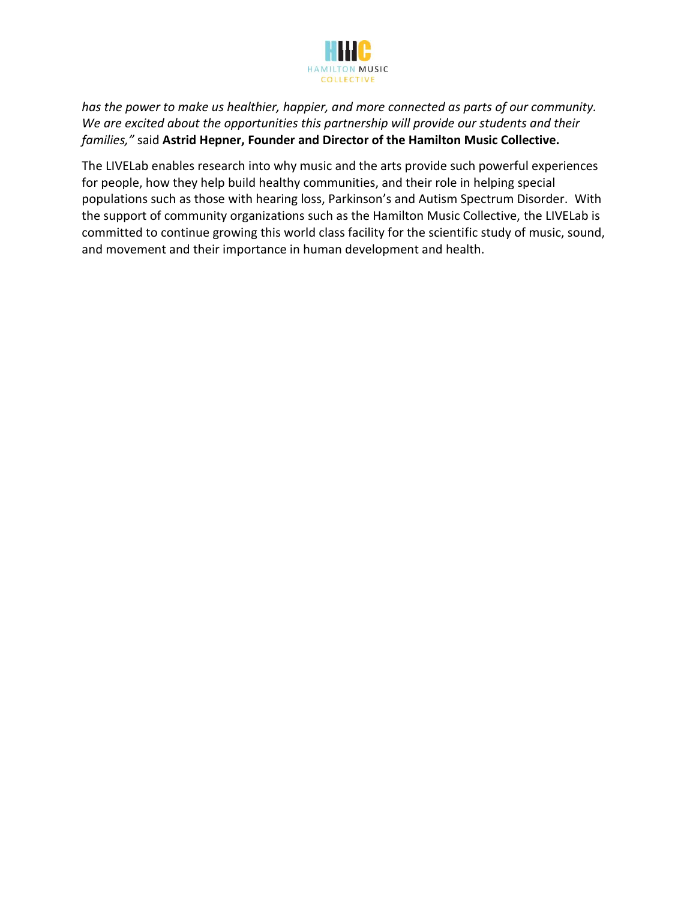*has the power to make us healthier, happier, and more connected as parts of our community. We are excited about the opportunities this partnership will provide our students and their families,"* said **Astrid Hepner, Founder and Director of the Hamilton Music Collective.**

The LIVELab enables research into why music and the arts provide such powerful experiences for people, how they help build healthy communities, and their role in helping special populations such as those with hearing loss, Parkinson's and Autism Spectrum Disorder. With the support of community organizations such as the Hamilton Music Collective, the LIVELab is committed to continue growing this world class facility for the scientific study of music, sound, and movement and their importance in human development and health.